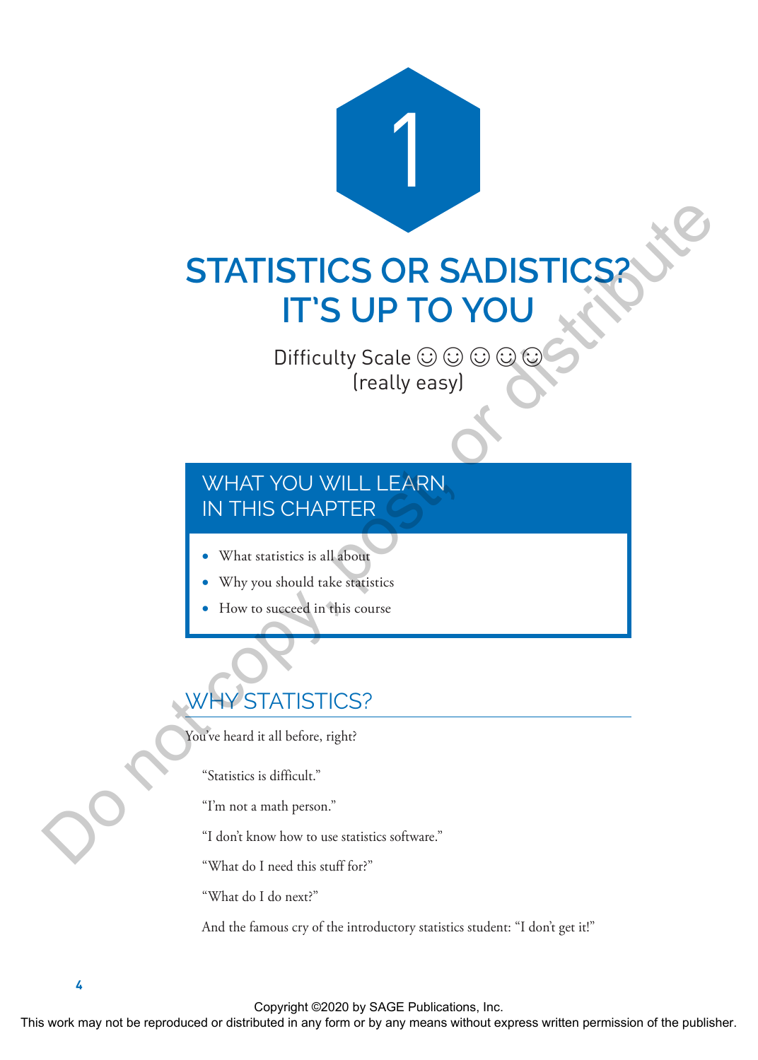# 1

# STATISTICS OR SADISTICS? IT'S UP TO YOU

Difficulty Scale ☺ ☺ ☺ ☺ ☺
(really easy)

## WHAT YOU WILL LEARN IN THIS CHAPTER

- What statistics is all about
- Why you should take statistics
- How to succeed in this course

## WHY STATISTICS?

You've heard it all before, right?

"Statistics is difficult."

"I'm not a math person."

"I don't know how to use statistics software."

"What do I need this stuff for?"

"What do I do next?"

And the famous cry of the introductory statistics student: "I don't get it!"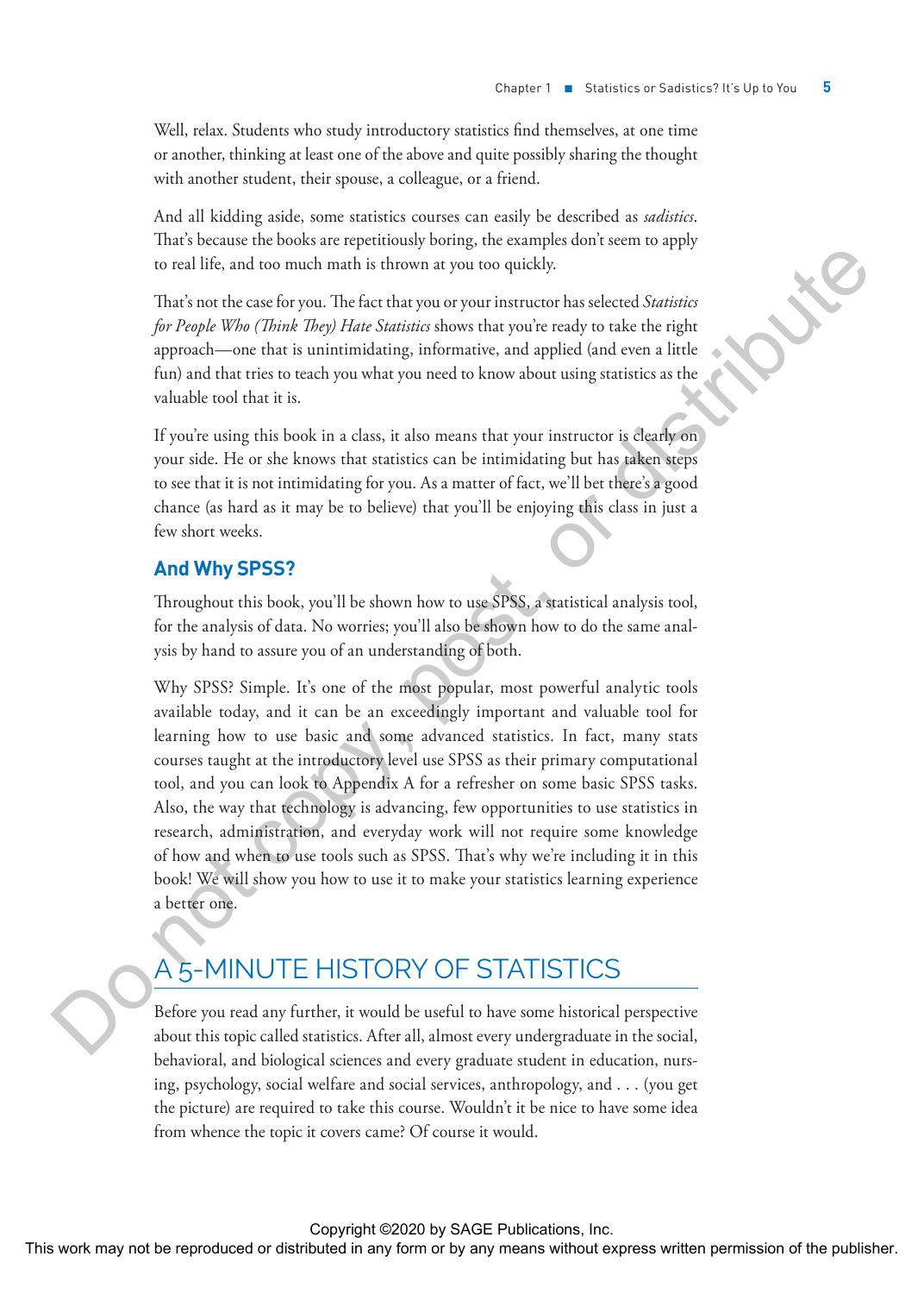Well, relax. Students who study introductory statistics find themselves, at one time or another, thinking at least one of the above and quite possibly sharing the thought with another student, their spouse, a colleague, or a friend.

And all kidding aside, some statistics courses can easily be described as *sadistics*. That's because the books are repetitiously boring, the examples don't seem to apply to real life, and too much math is thrown at you too quickly.

That's not the case for you. The fact that you or your instructor has selected *Statistics for People Who (Think They) Hate Statistics* shows that you're ready to take the right approach—one that is unintimidating, informative, and applied (and even a little fun) and that tries to teach you what you need to know about using statistics as the valuable tool that it is.

If you're using this book in a class, it also means that your instructor is clearly on your side. He or she knows that statistics can be intimidating but has taken steps to see that it is not intimidating for you. As a matter of fact, we'll bet there's a good chance (as hard as it may be to believe) that you'll be enjoying this class in just a few short weeks.

### And Why SPSS?

Throughout this book, you'll be shown how to use SPSS, a statistical analysis tool, for the analysis of data. No worries; you'll also be shown how to do the same analysis by hand to assure you of an understanding of both.

Why SPSS? Simple. It's one of the most popular, most powerful analytic tools available today, and it can be an exceedingly important and valuable tool for learning how to use basic and some advanced statistics. In fact, many stats courses taught at the introductory level use SPSS as their primary computational tool, and you can look to Appendix A for a refresher on some basic SPSS tasks. Also, the way that technology is advancing, few opportunities to use statistics in research, administration, and everyday work will not require some knowledge of how and when to use tools such as SPSS. That's why we're including it in this book! We will show you how to use it to make your statistics learning experience a better one.

## A 5-MINUTE HISTORY OF STATISTICS

Before you read any further, it would be useful to have some historical perspective about this topic called statistics. After all, almost every undergraduate in the social, behavioral, and biological sciences and every graduate student in education, nursing, psychology, social welfare and social services, anthropology, and . . . (you get the picture) are required to take this course. Wouldn't it be nice to have some idea from whence the topic it covers came? Of course it would.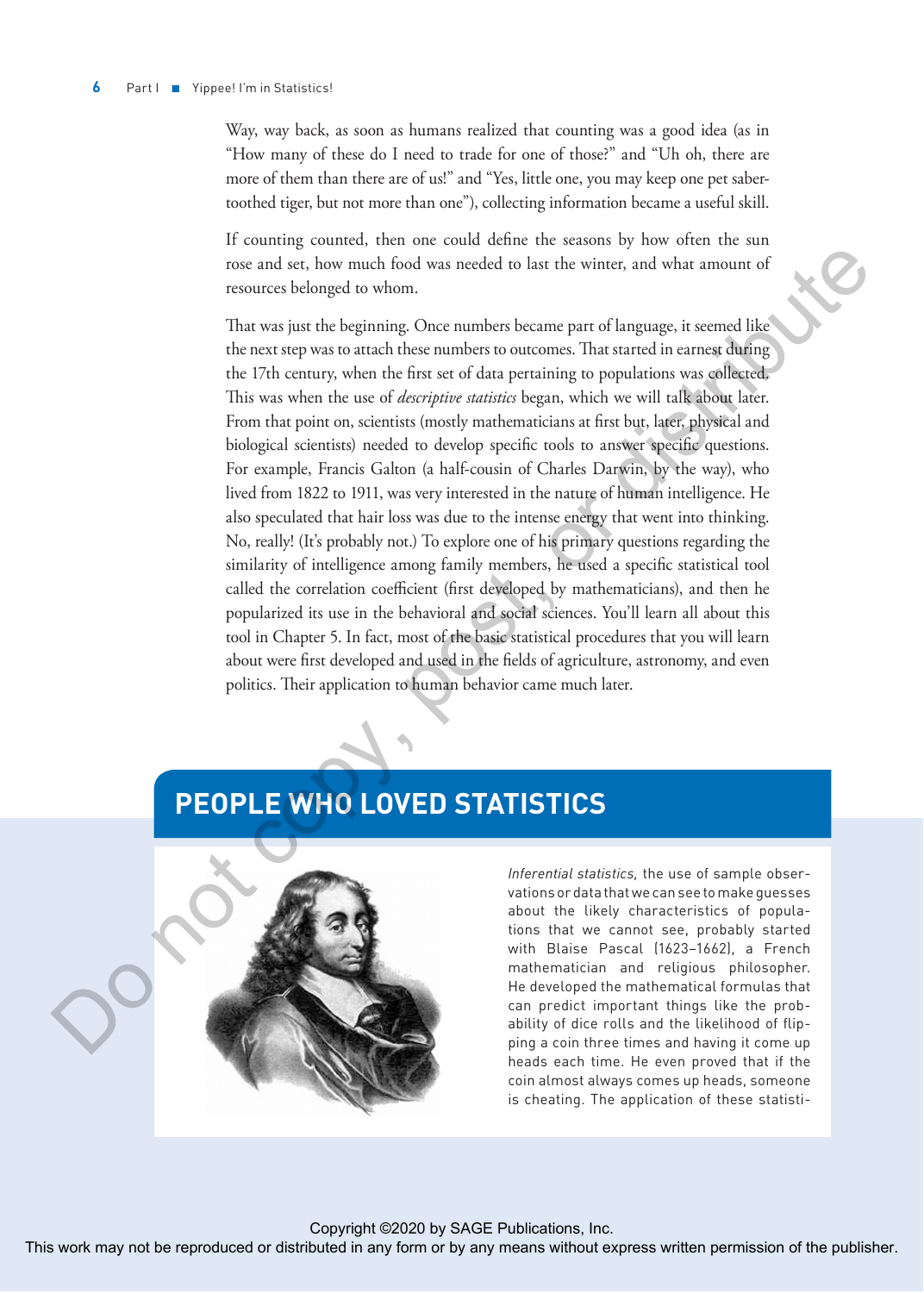Way, way back, as soon as humans realized that counting was a good idea (as in "How many of these do I need to trade for one of those?" and "Uh oh, there are more of them than there are of us!" and "Yes, little one, you may keep one pet saber-toothed tiger, but not more than one"), collecting information became a useful skill.

If counting counted, then one could define the seasons by how often the sun rose and set, how much food was needed to last the winter, and what amount of resources belonged to whom.

That was just the beginning. Once numbers became part of language, it seemed like the next step was to attach these numbers to outcomes. That started in earnest during the 17th century, when the first set of data pertaining to populations was collected. This was when the use of *descriptive statistics* began, which we will talk about later. From that point on, scientists (mostly mathematicians at first but, later, physical and biological scientists) needed to develop specific tools to answer specific questions. For example, Francis Galton (a half-cousin of Charles Darwin, by the way), who lived from 1822 to 1911, was very interested in the nature of human intelligence. He also speculated that hair loss was due to the intense energy that went into thinking. No, really! (It's probably not.) To explore one of his primary questions regarding the similarity of intelligence among family members, he used a specific statistical tool called the correlation coefficient (first developed by mathematicians), and then he popularized its use in the behavioral and social sciences. You'll learn all about this tool in Chapter 5. In fact, most of the basic statistical procedures that you will learn about were first developed and used in the fields of agriculture, astronomy, and even politics. Their application to human behavior came much later.

## PEOPLE WHO LOVED STATISTICS

*Inferential statistics,* the use of sample observations or data that we can see to make guesses about the likely characteristics of populations that we cannot see, probably started with Blaise Pascal (1623–1662), a French mathematician and religious philosopher. He developed the mathematical formulas that can predict important things like the probability of dice rolls and the likelihood of flipping a coin three times and having it come up heads each time. He even proved that if the coin almost always comes up heads, someone is cheating. The application of these statisti-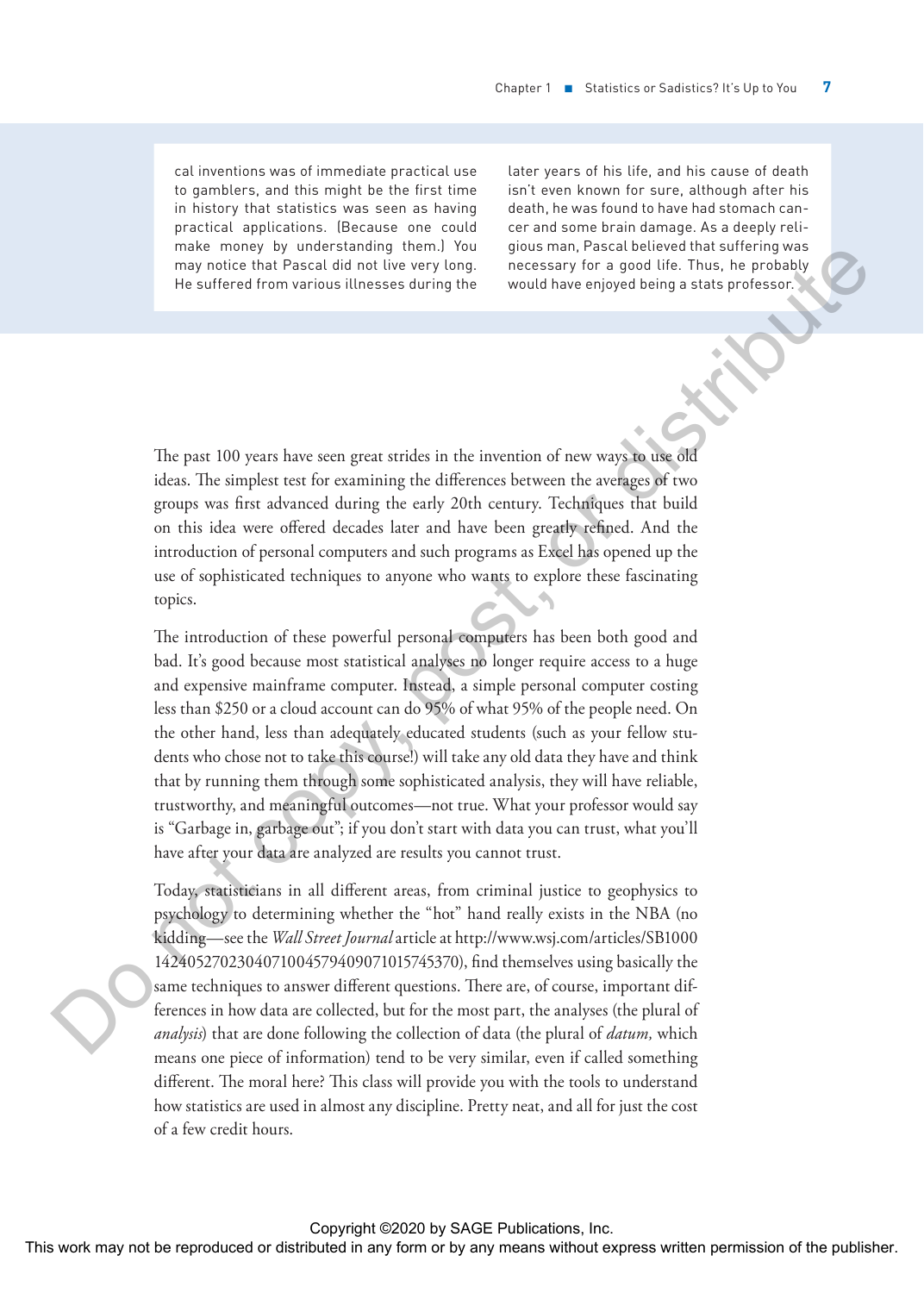cal inventions was of immediate practical use to gamblers, and this might be the first time in history that statistics was seen as having practical applications. (Because one could make money by understanding them.) You may notice that Pascal did not live very long. He suffered from various illnesses during the later years of his life, and his cause of death isn't even known for sure, although after his death, he was found to have had stomach cancer and some brain damage. As a deeply religious man, Pascal believed that suffering was necessary for a good life. Thus, he probably would have enjoyed being a stats professor.

The past 100 years have seen great strides in the invention of new ways to use old ideas. The simplest test for examining the differences between the averages of two groups was first advanced during the early 20th century. Techniques that build on this idea were offered decades later and have been greatly refined. And the introduction of personal computers and such programs as Excel has opened up the use of sophisticated techniques to anyone who wants to explore these fascinating topics.

The introduction of these powerful personal computers has been both good and bad. It's good because most statistical analyses no longer require access to a huge and expensive mainframe computer. Instead, a simple personal computer costing less than $250 or a cloud account can do 95% of what 95% of the people need. On the other hand, less than adequately educated students (such as your fellow students who chose not to take this course!) will take any old data they have and think that by running them through some sophisticated analysis, they will have reliable, trustworthy, and meaningful outcomes—not true. What your professor would say is "Garbage in, garbage out"; if you don't start with data you can trust, what you'll have after your data are analyzed are results you cannot trust.

Today, statisticians in all different areas, from criminal justice to geophysics to psychology to determining whether the "hot" hand really exists in the NBA (no kidding—see the *Wall Street Journal* article at http://www.wsj.com/articles/SB10001424052702304071004579409071015745370), find themselves using basically the same techniques to answer different questions. There are, of course, important differences in how data are collected, but for the most part, the analyses (the plural of *analysis*) that are done following the collection of data (the plural of *datum,* which means one piece of information) tend to be very similar, even if called something different. The moral here? This class will provide you with the tools to understand how statistics are used in almost any discipline. Pretty neat, and all for just the cost of a few credit hours.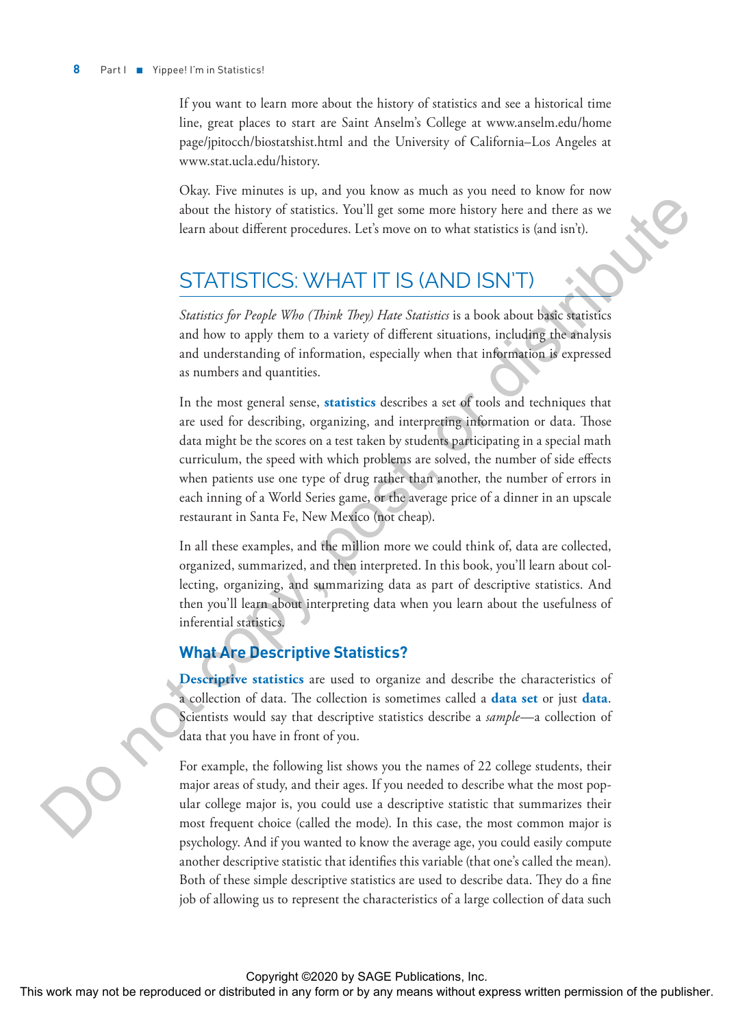If you want to learn more about the history of statistics and see a historical time line, great places to start are Saint Anselm's College at www.anselm.edu/homepage/jpitocch/biostatshist.html and the University of California–Los Angeles at www.stat.ucla.edu/history.

Okay. Five minutes is up, and you know as much as you need to know for now about the history of statistics. You'll get some more history here and there as we learn about different procedures. Let's move on to what statistics is (and isn't).

## STATISTICS: WHAT IT IS (AND ISN'T)

*Statistics for People Who (Think They) Hate Statistics* is a book about basic statistics and how to apply them to a variety of different situations, including the analysis and understanding of information, especially when that information is expressed as numbers and quantities.

In the most general sense, **statistics** describes a set of tools and techniques that are used for describing, organizing, and interpreting information or data. Those data might be the scores on a test taken by students participating in a special math curriculum, the speed with which problems are solved, the number of side effects when patients use one type of drug rather than another, the number of errors in each inning of a World Series game, or the average price of a dinner in an upscale restaurant in Santa Fe, New Mexico (not cheap).

In all these examples, and the million more we could think of, data are collected, organized, summarized, and then interpreted. In this book, you'll learn about collecting, organizing, and summarizing data as part of descriptive statistics. And then you'll learn about interpreting data when you learn about the usefulness of inferential statistics.

### What Are Descriptive Statistics?

**Descriptive statistics** are used to organize and describe the characteristics of a collection of data. The collection is sometimes called a **data set** or just **data**. Scientists would say that descriptive statistics describe a *sample*—a collection of data that you have in front of you.

For example, the following list shows you the names of 22 college students, their major areas of study, and their ages. If you needed to describe what the most popular college major is, you could use a descriptive statistic that summarizes their most frequent choice (called the mode). In this case, the most common major is psychology. And if you wanted to know the average age, you could easily compute another descriptive statistic that identifies this variable (that one's called the mean). Both of these simple descriptive statistics are used to describe data. They do a fine job of allowing us to represent the characteristics of a large collection of data such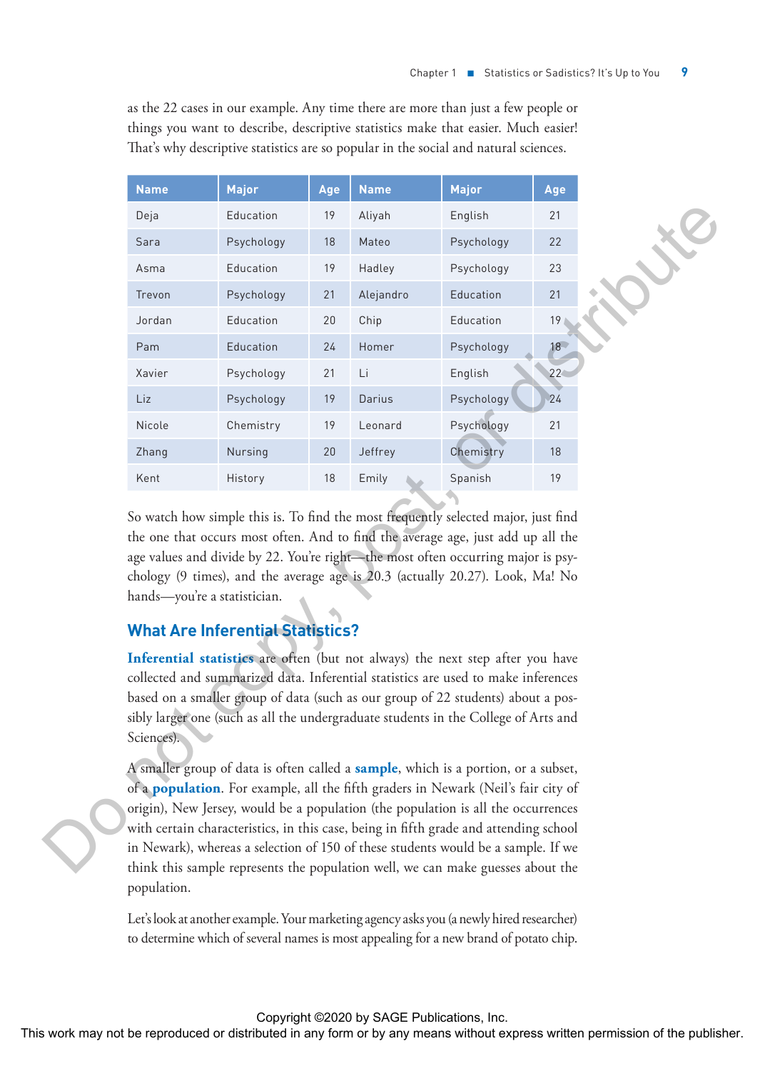as the 22 cases in our example. Any time there are more than just a few people or things you want to describe, descriptive statistics make that easier. Much easier! That's why descriptive statistics are so popular in the social and natural sciences.

| Name | Major | Age | Name | Major | Age |
|---|---|---|---|---|---|
| Deja | Education | 19 | Aliyah | English | 21 |
| Sara | Psychology | 18 | Mateo | Psychology | 22 |
| Asma | Education | 19 | Hadley | Psychology | 23 |
| Trevon | Psychology | 21 | Alejandro | Education | 21 |
| Jordan | Education | 20 | Chip | Education | 19 |
| Pam | Education | 24 | Homer | Psychology | 18 |
| Xavier | Psychology | 21 | Li | English | 22 |
| Liz | Psychology | 19 | Darius | Psychology | 24 |
| Nicole | Chemistry | 19 | Leonard | Psychology | 21 |
| Zhang | Nursing | 20 | Jeffrey | Chemistry | 18 |
| Kent | History | 18 | Emily | Spanish | 19 |

So watch how simple this is. To find the most frequently selected major, just find the one that occurs most often. And to find the average age, just add up all the age values and divide by 22. You're right—the most often occurring major is psychology (9 times), and the average age is 20.3 (actually 20.27). Look, Ma! No hands—you're a statistician.

## What Are Inferential Statistics?

**Inferential statistics** are often (but not always) the next step after you have collected and summarized data. Inferential statistics are used to make inferences based on a smaller group of data (such as our group of 22 students) about a possibly larger one (such as all the undergraduate students in the College of Arts and Sciences).

A smaller group of data is often called a **sample**, which is a portion, or a subset, of a **population**. For example, all the fifth graders in Newark (Neil's fair city of origin), New Jersey, would be a population (the population is all the occurrences with certain characteristics, in this case, being in fifth grade and attending school in Newark), whereas a selection of 150 of these students would be a sample. If we think this sample represents the population well, we can make guesses about the population.

Let's look at another example. Your marketing agency asks you (a newly hired researcher) to determine which of several names is most appealing for a new brand of potato chip.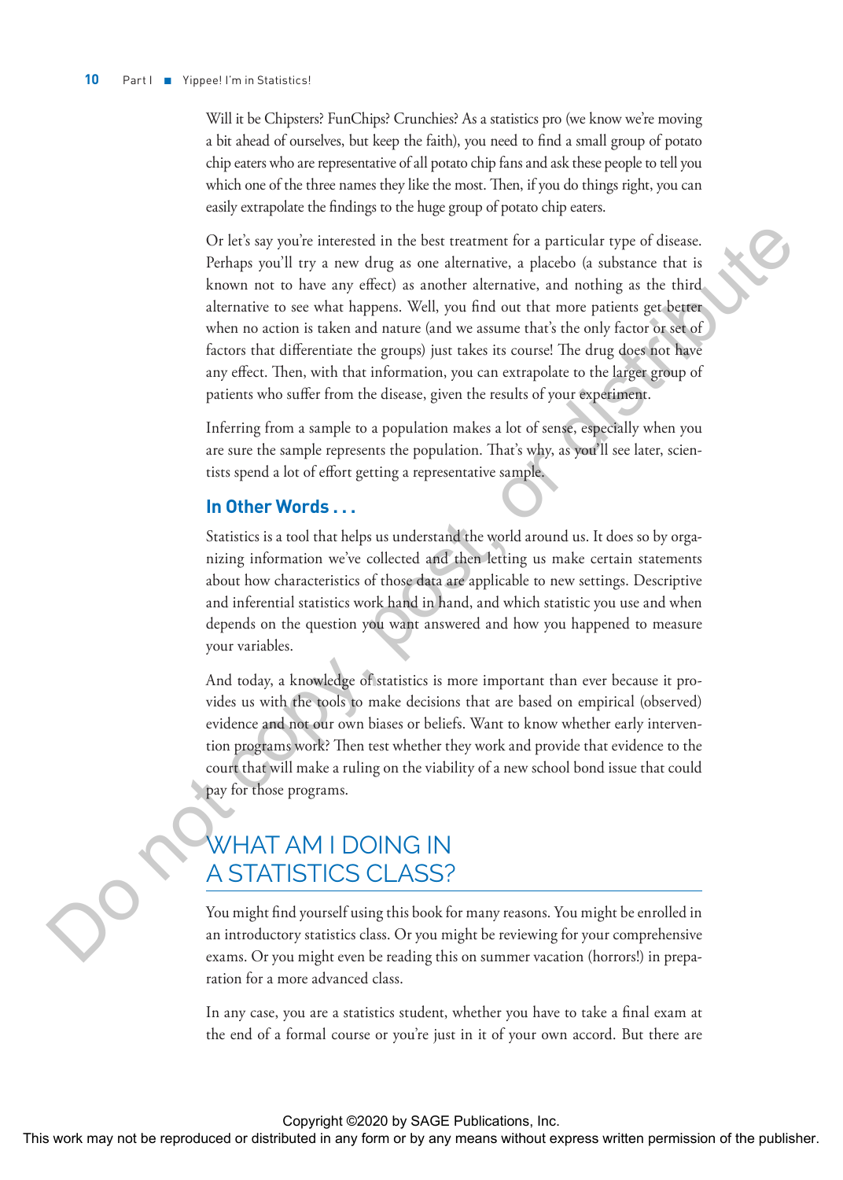Will it be Chipsters? FunChips? Crunchies? As a statistics pro (we know we're moving a bit ahead of ourselves, but keep the faith), you need to find a small group of potato chip eaters who are representative of all potato chip fans and ask these people to tell you which one of the three names they like the most. Then, if you do things right, you can easily extrapolate the findings to the huge group of potato chip eaters.

Or let's say you're interested in the best treatment for a particular type of disease. Perhaps you'll try a new drug as one alternative, a placebo (a substance that is known not to have any effect) as another alternative, and nothing as the third alternative to see what happens. Well, you find out that more patients get better when no action is taken and nature (and we assume that's the only factor or set of factors that differentiate the groups) just takes its course! The drug does not have any effect. Then, with that information, you can extrapolate to the larger group of patients who suffer from the disease, given the results of your experiment.

Inferring from a sample to a population makes a lot of sense, especially when you are sure the sample represents the population. That's why, as you'll see later, scientists spend a lot of effort getting a representative sample.

### In Other Words . . .

Statistics is a tool that helps us understand the world around us. It does so by organizing information we've collected and then letting us make certain statements about how characteristics of those data are applicable to new settings. Descriptive and inferential statistics work hand in hand, and which statistic you use and when depends on the question you want answered and how you happened to measure your variables.

And today, a knowledge of statistics is more important than ever because it provides us with the tools to make decisions that are based on empirical (observed) evidence and not our own biases or beliefs. Want to know whether early intervention programs work? Then test whether they work and provide that evidence to the court that will make a ruling on the viability of a new school bond issue that could pay for those programs.

## WHAT AM I DOING IN A STATISTICS CLASS?

You might find yourself using this book for many reasons. You might be enrolled in an introductory statistics class. Or you might be reviewing for your comprehensive exams. Or you might even be reading this on summer vacation (horrors!) in preparation for a more advanced class.

In any case, you are a statistics student, whether you have to take a final exam at the end of a formal course or you're just in it of your own accord. But there are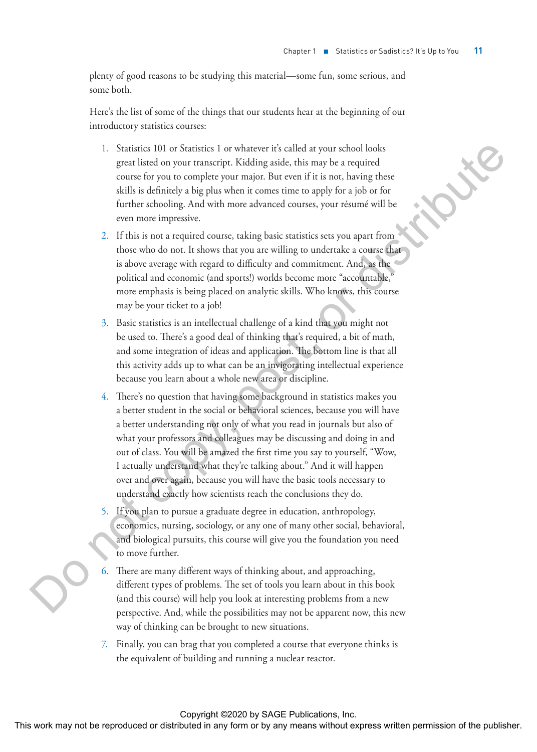plenty of good reasons to be studying this material—some fun, some serious, and some both.

Here's the list of some of the things that our students hear at the beginning of our introductory statistics courses:

1. Statistics 101 or Statistics 1 or whatever it's called at your school looks great listed on your transcript. Kidding aside, this may be a required course for you to complete your major. But even if it is not, having these skills is definitely a big plus when it comes time to apply for a job or for further schooling. And with more advanced courses, your résumé will be even more impressive.
2. If this is not a required course, taking basic statistics sets you apart from those who do not. It shows that you are willing to undertake a course that is above average with regard to difficulty and commitment. And, as the political and economic (and sports!) worlds become more "accountable," more emphasis is being placed on analytic skills. Who knows, this course may be your ticket to a job!
3. Basic statistics is an intellectual challenge of a kind that you might not be used to. There's a good deal of thinking that's required, a bit of math, and some integration of ideas and application. The bottom line is that all this activity adds up to what can be an invigorating intellectual experience because you learn about a whole new area or discipline.
4. There's no question that having some background in statistics makes you a better student in the social or behavioral sciences, because you will have a better understanding not only of what you read in journals but also of what your professors and colleagues may be discussing and doing in and out of class. You will be amazed the first time you say to yourself, "Wow, I actually understand what they're talking about." And it will happen over and over again, because you will have the basic tools necessary to understand exactly how scientists reach the conclusions they do.
5. If you plan to pursue a graduate degree in education, anthropology, economics, nursing, sociology, or any one of many other social, behavioral, and biological pursuits, this course will give you the foundation you need to move further.
6. There are many different ways of thinking about, and approaching, different types of problems. The set of tools you learn about in this book (and this course) will help you look at interesting problems from a new perspective. And, while the possibilities may not be apparent now, this new way of thinking can be brought to new situations.
7. Finally, you can brag that you completed a course that everyone thinks is the equivalent of building and running a nuclear reactor.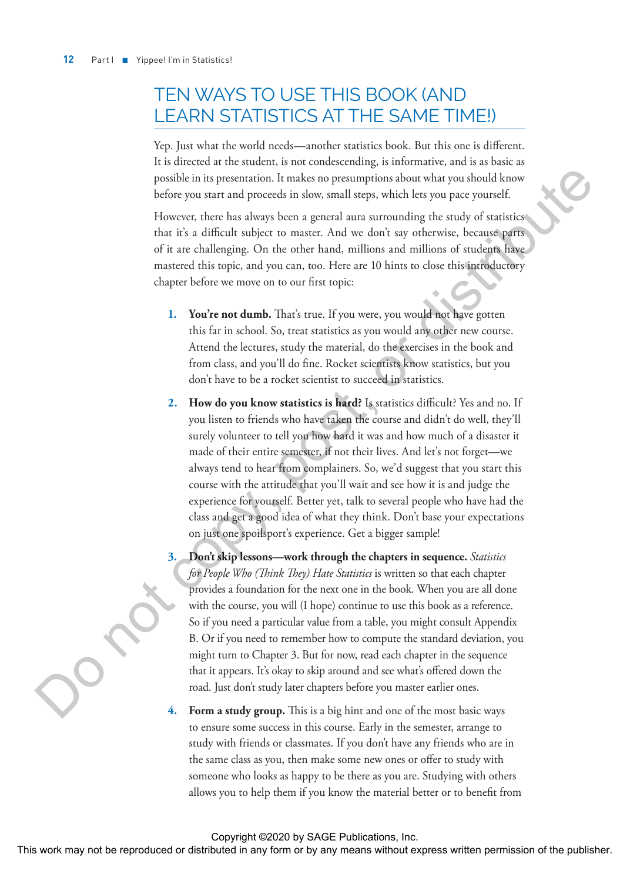## TEN WAYS TO USE THIS BOOK (AND LEARN STATISTICS AT THE SAME TIME!)

Yep. Just what the world needs—another statistics book. But this one is different. It is directed at the student, is not condescending, is informative, and is as basic as possible in its presentation. It makes no presumptions about what you should know before you start and proceeds in slow, small steps, which lets you pace yourself.

However, there has always been a general aura surrounding the study of statistics that it's a difficult subject to master. And we don't say otherwise, because parts of it are challenging. On the other hand, millions and millions of students have mastered this topic, and you can, too. Here are 10 hints to close this introductory chapter before we move on to our first topic:

1. **You're not dumb.** That's true. If you were, you would not have gotten this far in school. So, treat statistics as you would any other new course. Attend the lectures, study the material, do the exercises in the book and from class, and you'll do fine. Rocket scientists know statistics, but you don't have to be a rocket scientist to succeed in statistics.

2. **How do you know statistics is hard?** Is statistics difficult? Yes and no. If you listen to friends who have taken the course and didn't do well, they'll surely volunteer to tell you how hard it was and how much of a disaster it made of their entire semester, if not their lives. And let's not forget—we always tend to hear from complainers. So, we'd suggest that you start this course with the attitude that you'll wait and see how it is and judge the experience for yourself. Better yet, talk to several people who have had the class and get a good idea of what they think. Don't base your expectations on just one spoilsport's experience. Get a bigger sample!

3. **Don't skip lessons—work through the chapters in sequence.** *Statistics for People Who (Think They) Hate Statistics* is written so that each chapter provides a foundation for the next one in the book. When you are all done with the course, you will (I hope) continue to use this book as a reference. So if you need a particular value from a table, you might consult Appendix B. Or if you need to remember how to compute the standard deviation, you might turn to Chapter 3. But for now, read each chapter in the sequence that it appears. It's okay to skip around and see what's offered down the road. Just don't study later chapters before you master earlier ones.

4. **Form a study group.** This is a big hint and one of the most basic ways to ensure some success in this course. Early in the semester, arrange to study with friends or classmates. If you don't have any friends who are in the same class as you, then make some new ones or offer to study with someone who looks as happy to be there as you are. Studying with others allows you to help them if you know the material better or to benefit from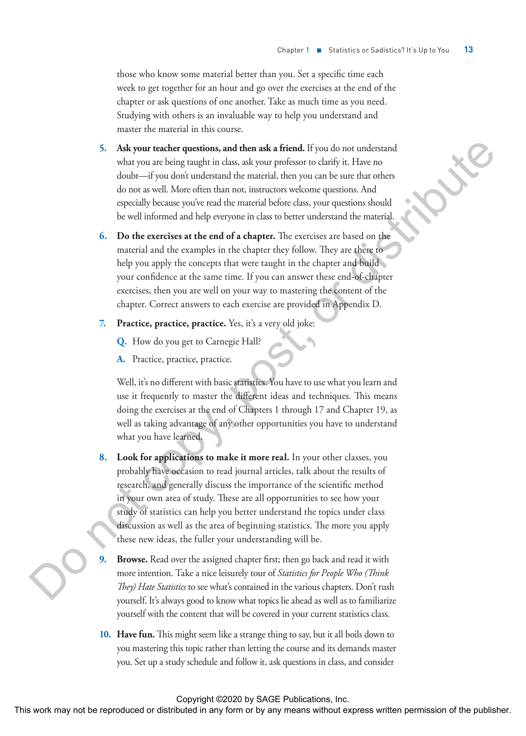those who know some material better than you. Set a specific time each week to get together for an hour and go over the exercises at the end of the chapter or ask questions of one another. Take as much time as you need. Studying with others is an invaluable way to help you understand and master the material in this course.

5. **Ask your teacher questions, and then ask a friend.** If you do not understand what you are being taught in class, ask your professor to clarify it. Have no doubt—if you don't understand the material, then you can be sure that others do not as well. More often than not, instructors welcome questions. And especially because you've read the material before class, your questions should be well informed and help everyone in class to better understand the material.

6. **Do the exercises at the end of a chapter.** The exercises are based on the material and the examples in the chapter they follow. They are there to help you apply the concepts that were taught in the chapter and build your confidence at the same time. If you can answer these end-of-chapter exercises, then you are well on your way to mastering the content of the chapter. Correct answers to each exercise are provided in Appendix D.

7. **Practice, practice, practice.** Yes, it's a very old joke:

   **Q.** How do you get to Carnegie Hall?

   **A.** Practice, practice, practice.

   Well, it's no different with basic statistics. You have to use what you learn and use it frequently to master the different ideas and techniques. This means doing the exercises at the end of Chapters 1 through 17 and Chapter 19, as well as taking advantage of any other opportunities you have to understand what you have learned.

8. **Look for applications to make it more real.** In your other classes, you probably have occasion to read journal articles, talk about the results of research, and generally discuss the importance of the scientific method in your own area of study. These are all opportunities to see how your study of statistics can help you better understand the topics under class discussion as well as the area of beginning statistics. The more you apply these new ideas, the fuller your understanding will be.

9. **Browse.** Read over the assigned chapter first; then go back and read it with more intention. Take a nice leisurely tour of *Statistics for People Who (Think They) Hate Statistics* to see what's contained in the various chapters. Don't rush yourself. It's always good to know what topics lie ahead as well as to familiarize yourself with the content that will be covered in your current statistics class.

10. **Have fun.** This might seem like a strange thing to say, but it all boils down to you mastering this topic rather than letting the course and its demands master you. Set up a study schedule and follow it, ask questions in class, and consider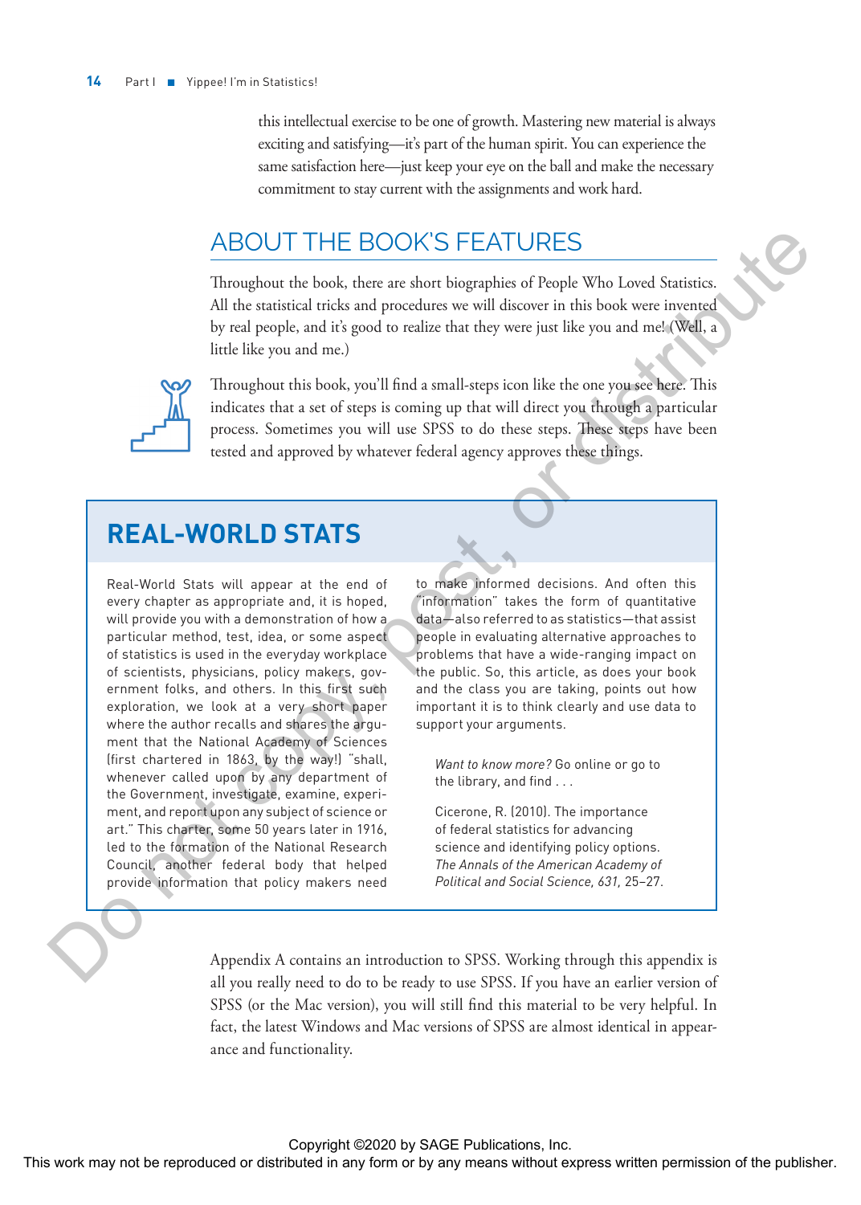this intellectual exercise to be one of growth. Mastering new material is always exciting and satisfying—it's part of the human spirit. You can experience the same satisfaction here—just keep your eye on the ball and make the necessary commitment to stay current with the assignments and work hard.

## ABOUT THE BOOK'S FEATURES

Throughout the book, there are short biographies of People Who Loved Statistics. All the statistical tricks and procedures we will discover in this book were invented by real people, and it's good to realize that they were just like you and me! (Well, a little like you and me.)

Throughout this book, you'll find a small-steps icon like the one you see here. This indicates that a set of steps is coming up that will direct you through a particular process. Sometimes you will use SPSS to do these steps. These steps have been tested and approved by whatever federal agency approves these things.

## REAL-WORLD STATS

Real-World Stats will appear at the end of every chapter as appropriate and, it is hoped, will provide you with a demonstration of how a particular method, test, idea, or some aspect of statistics is used in the everyday workplace of scientists, physicians, policy makers, government folks, and others. In this first such exploration, we look at a very short paper where the author recalls and shares the argument that the National Academy of Sciences (first chartered in 1863, by the way!) "shall, whenever called upon by any department of the Government, investigate, examine, experiment, and report upon any subject of science or art." This charter, some 50 years later in 1916, led to the formation of the National Research Council, another federal body that helped provide information that policy makers need to make informed decisions. And often this "information" takes the form of quantitative data—also referred to as statistics—that assist people in evaluating alternative approaches to problems that have a wide-ranging impact on the public. So, this article, as does your book and the class you are taking, points out how important it is to think clearly and use data to support your arguments.

*Want to know more?* Go online or go to the library, and find . . .

Cicerone, R. (2010). The importance of federal statistics for advancing science and identifying policy options. *The Annals of the American Academy of Political and Social Science, 631,* 25–27.

Appendix A contains an introduction to SPSS. Working through this appendix is all you really need to do to be ready to use SPSS. If you have an earlier version of SPSS (or the Mac version), you will still find this material to be very helpful. In fact, the latest Windows and Mac versions of SPSS are almost identical in appearance and functionality.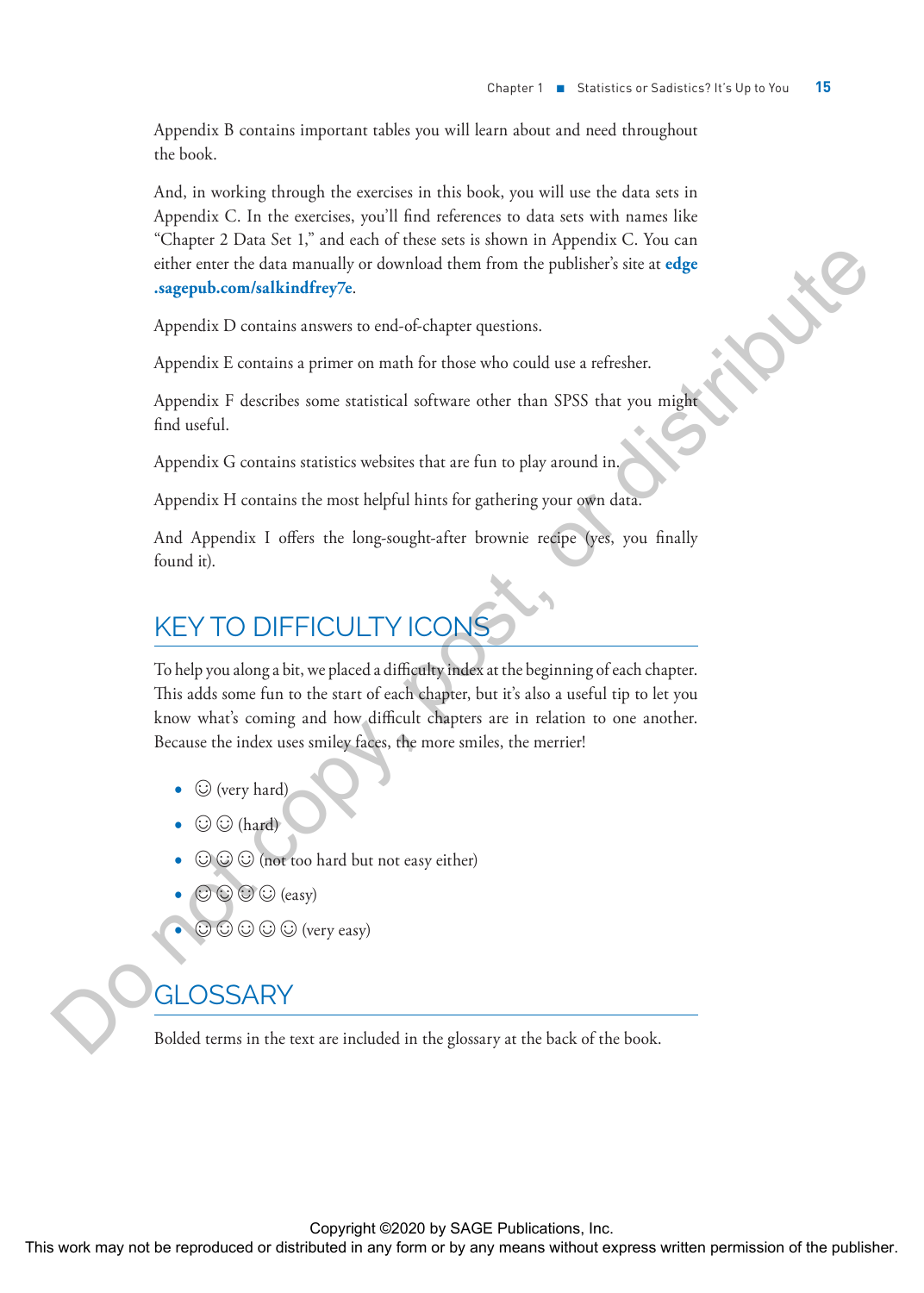Appendix B contains important tables you will learn about and need throughout the book.

And, in working through the exercises in this book, you will use the data sets in Appendix C. In the exercises, you'll find references to data sets with names like "Chapter 2 Data Set 1," and each of these sets is shown in Appendix C. You can either enter the data manually or download them from the publisher's site at **edge.sagepub.com/salkindfrey7e**.

Appendix D contains answers to end-of-chapter questions.

Appendix E contains a primer on math for those who could use a refresher.

Appendix F describes some statistical software other than SPSS that you might find useful.

Appendix G contains statistics websites that are fun to play around in.

Appendix H contains the most helpful hints for gathering your own data.

And Appendix I offers the long-sought-after brownie recipe (yes, you finally found it).

## KEY TO DIFFICULTY ICONS

To help you along a bit, we placed a difficulty index at the beginning of each chapter. This adds some fun to the start of each chapter, but it's also a useful tip to let you know what's coming and how difficult chapters are in relation to one another. Because the index uses smiley faces, the more smiles, the merrier!

- ☺ (very hard)
- ☺ ☺ (hard)
- ☺ ☺ ☺ (not too hard but not easy either)
- ☺ ☺ ☺ ☺ (easy)
- ☺ ☺ ☺ ☺ ☺ (very easy)

## GLOSSARY

Bolded terms in the text are included in the glossary at the back of the book.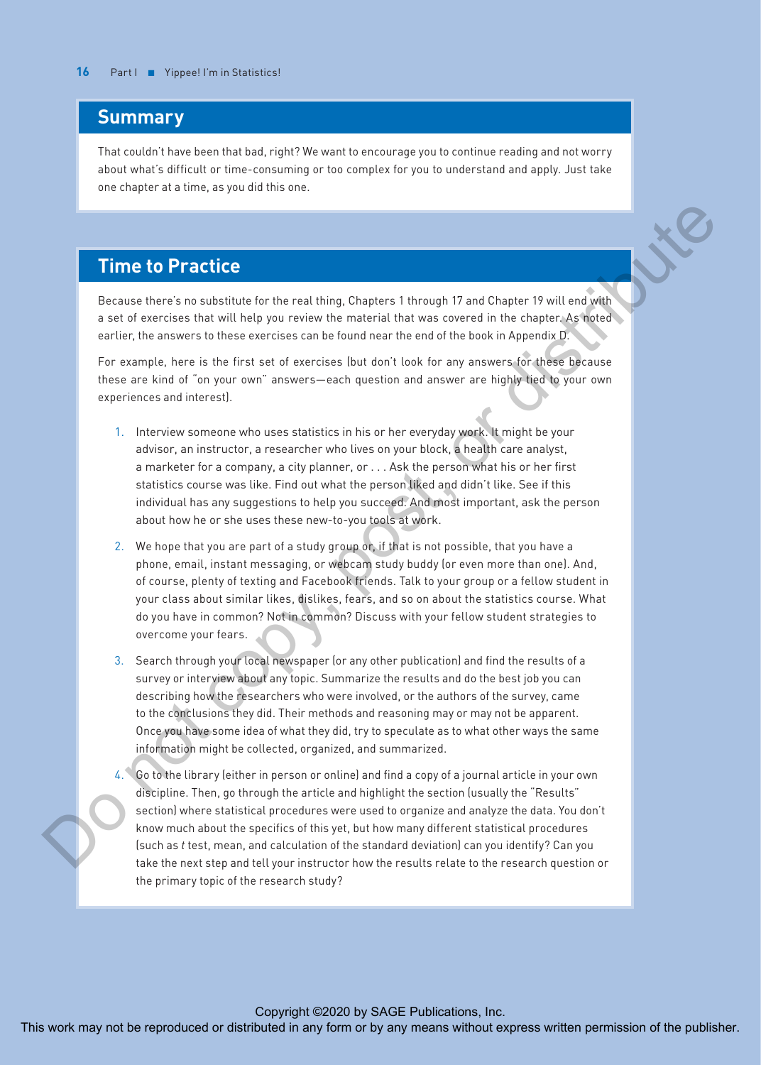## Summary

That couldn't have been that bad, right? We want to encourage you to continue reading and not worry about what's difficult or time-consuming or too complex for you to understand and apply. Just take one chapter at a time, as you did this one.

## Time to Practice

Because there's no substitute for the real thing, Chapters 1 through 17 and Chapter 19 will end with a set of exercises that will help you review the material that was covered in the chapter. As noted earlier, the answers to these exercises can be found near the end of the book in Appendix D.

For example, here is the first set of exercises (but don't look for any answers for these because these are kind of "on your own" answers—each question and answer are highly tied to your own experiences and interest).

1. Interview someone who uses statistics in his or her everyday work. It might be your advisor, an instructor, a researcher who lives on your block, a health care analyst, a marketer for a company, a city planner, or . . . Ask the person what his or her first statistics course was like. Find out what the person liked and didn't like. See if this individual has any suggestions to help you succeed. And most important, ask the person about how he or she uses these new-to-you tools at work.
2. We hope that you are part of a study group or, if that is not possible, that you have a phone, email, instant messaging, or webcam study buddy (or even more than one). And, of course, plenty of texting and Facebook friends. Talk to your group or a fellow student in your class about similar likes, dislikes, fears, and so on about the statistics course. What do you have in common? Not in common? Discuss with your fellow student strategies to overcome your fears.
3. Search through your local newspaper (or any other publication) and find the results of a survey or interview about any topic. Summarize the results and do the best job you can describing how the researchers who were involved, or the authors of the survey, came to the conclusions they did. Their methods and reasoning may or may not be apparent. Once you have some idea of what they did, try to speculate as to what other ways the same information might be collected, organized, and summarized.
4. Go to the library (either in person or online) and find a copy of a journal article in your own discipline. Then, go through the article and highlight the section (usually the "Results" section) where statistical procedures were used to organize and analyze the data. You don't know much about the specifics of this yet, but how many different statistical procedures (such as *t* test, mean, and calculation of the standard deviation) can you identify? Can you take the next step and tell your instructor how the results relate to the research question or the primary topic of the research study?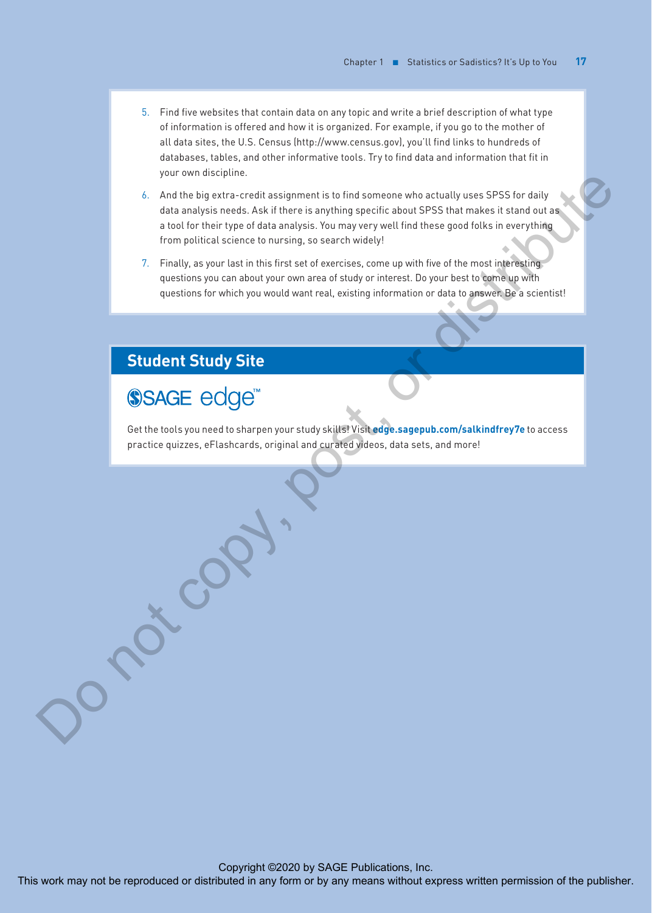5. Find five websites that contain data on any topic and write a brief description of what type of information is offered and how it is organized. For example, if you go to the mother of all data sites, the U.S. Census (http://www.census.gov), you'll find links to hundreds of databases, tables, and other informative tools. Try to find data and information that fit in your own discipline.
6. And the big extra-credit assignment is to find someone who actually uses SPSS for daily data analysis needs. Ask if there is anything specific about SPSS that makes it stand out as a tool for their type of data analysis. You may very well find these good folks in everything from political science to nursing, so search widely!
7. Finally, as your last in this first set of exercises, come up with five of the most interesting questions you can about your own area of study or interest. Do your best to come up with questions for which you would want real, existing information or data to answer. Be a scientist!

## Student Study Site

SAGE edge™

Get the tools you need to sharpen your study skills! Visit **edge.sagepub.com/salkindfrey7e** to access practice quizzes, eFlashcards, original and curated videos, data sets, and more!

Copyright ©2020 by SAGE Publications, Inc.
This work may not be reproduced or distributed in any form or by any means without express written permission of the publisher.